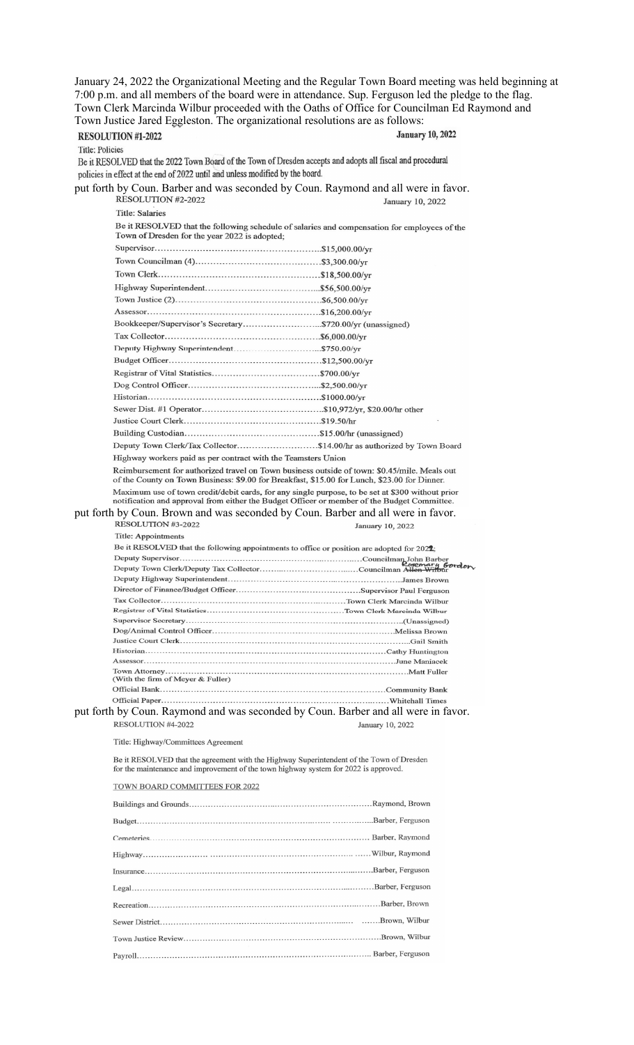January 24, 2022 the Organizational Meeting and the Regular Town Board meeting was held beginning at 7:00 p.m. and all members of the board were in attendance. Sup. Ferguson led the pledge to the flag. Town Clerk Marcinda Wilbur proceeded with the Oaths of Office for Councilman Ed Raymond and Town Justice Jared Eggleston. The organizational resolutions are as follows:

**RESOLUTION #1-2022** **January 10, 2022**

Title: Policies

Be it RESOLVED that the 2022 Town Board of the Town of Dresden accepts and adopts all fiscal and procedural policies in effect at the end of 2022 until and unless modified by the board.

put forth by Coun. Barber and was seconded by Coun. Raymond and all were in favor.

RESOLUTION #2-2022 January 10, 2022

**Title: Salaries**

Be it RESOLVED that the following schedule of salaries and compensation for employees of the Town of Dresden for the year 2022 is adopted;

| | |
|---|---|
| Supervisor | $15,000.00/yr |
| Town Councilman (4) | $3,300.00/yr |
| Town Clerk | $18,500.00/yr |
| Highway Superintendent | $56,500.00/yr |
| Town Justice (2) | $6,500.00/yr |
| Assessor | $16,200.00/yr |
| Bookkeeper/Supervisor's Secretary | $720.00/yr (unassigned) |
| Tax Collector | $6,000.00/yr |
| Deputy Highway Superintendent | $750.00/yr |
| Budget Officer | $12,500.00/yr |
| Registrar of Vital Statistics | $700.00/yr |
| Dog Control Officer | $2,500.00/yr |
| Historian | $1000.00/yr |
| Sewer Dist. #1 Operator | $10,972/yr, $20.00/hr other |
| Justice Court Clerk | $19.50/hr |
| Building Custodian | $15.00/hr (unassigned) |
| Deputy Town Clerk/Tax Collector | $14.00/hr as authorized by Town Board |

Highway workers paid as per contract with the Teamsters Union

Reimbursement for authorized travel on Town business outside of town: $0.45/mile. Meals out of the County on Town Business: $9.00 for Breakfast, $15.00 for Lunch, $23.00 for Dinner.

Maximum use of town credit/debit cards, for any single purpose, to be set at $300 without prior notification and approval from either the Budget Officer or member of the Budget Committee.

put forth by Coun. Brown and was seconded by Coun. Barber and all were in favor.

RESOLUTION #3-2022 January 10, 2022

Title: Appointments

Be it RESOLVED that the following appointments to office or position are adopted for 2022;

| | |
|---|---|
| Deputy Supervisor | Councilman John Barber |
| Deputy Town Clerk/Deputy Tax Collector | ~~Councilman Allen Wilbur~~ Rosemary Gordon |
| Deputy Highway Superintendent | James Brown |
| Director of Finance/Budget Officer | Supervisor Paul Ferguson |
| Tax Collector | Town Clerk Marcinda Wilbur |
| Registrar of Vital Statistics | Town Clerk Marcinda Wilbur |
| Supervisor Secretary | (Unassigned) |
| Dog/Animal Control Officer | Melissa Brown |
| Justice Court Clerk | Gail Smith |
| Historian | Cathy Huntington |
| Assessor | June Maniacek |
| Town Attorney (With the firm of Meyer & Fuller) | Matt Fuller |
| Official Bank | Community Bank |
| Official Paper | Whitehall Times |

put forth by Coun. Raymond and was seconded by Coun. Barber and all were in favor.

RESOLUTION #4-2022 January 10, 2022

Title: Highway/Committees Agreement

Be it RESOLVED that the agreement with the Highway Superintendent of the Town of Dresden for the maintenance and improvement of the town highway system for 2022 is approved.

TOWN BOARD COMMITTEES FOR 2022

| | |
|---|---|
| Buildings and Grounds | Raymond, Brown |
| Budget | Barber, Ferguson |
| Cemeteries | Barber, Raymond |
| Highway | Wilbur, Raymond |
| Insurance | Barber, Ferguson |
| Legal | Barber, Ferguson |
| Recreation | Barber, Brown |
| Sewer District | Brown, Wilbur |
| Town Justice Review | Brown, Wilbur |
| Payroll | Barber, Ferguson |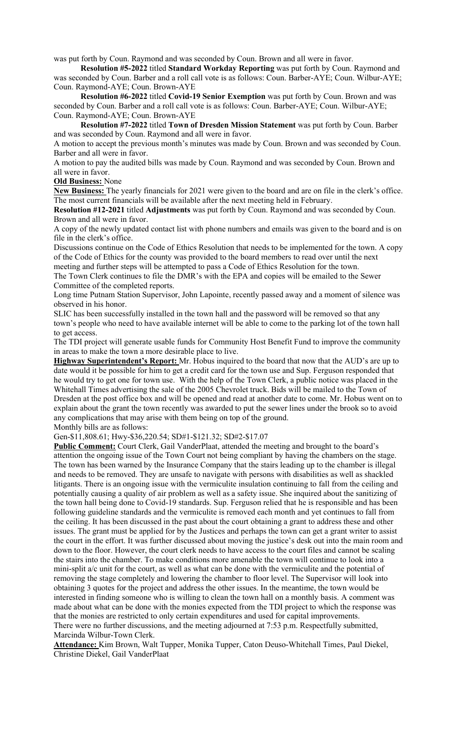was put forth by Coun. Raymond and was seconded by Coun. Brown and all were in favor.

**Resolution #5-2022** titled **Standard Workday Reporting** was put forth by Coun. Raymond and was seconded by Coun. Barber and a roll call vote is as follows: Coun. Barber-AYE; Coun. Wilbur-AYE; Coun. Raymond-AYE; Coun. Brown-AYE

**Resolution #6-2022** titled **Covid-19 Senior Exemption** was put forth by Coun. Brown and was seconded by Coun. Barber and a roll call vote is as follows: Coun. Barber-AYE; Coun. Wilbur-AYE; Coun. Raymond-AYE; Coun. Brown-AYE

**Resolution #7-2022** titled **Town of Dresden Mission Statement** was put forth by Coun. Barber and was seconded by Coun. Raymond and all were in favor.

A motion to accept the previous month's minutes was made by Coun. Brown and was seconded by Coun. Barber and all were in favor.

A motion to pay the audited bills was made by Coun. Raymond and was seconded by Coun. Brown and all were in favor.

**Old Business:** None

**New Business:** The yearly financials for 2021 were given to the board and are on file in the clerk's office. The most current financials will be available after the next meeting held in February.

**Resolution #12-2021** titled **Adjustments** was put forth by Coun. Raymond and was seconded by Coun. Brown and all were in favor.

A copy of the newly updated contact list with phone numbers and emails was given to the board and is on file in the clerk's office.

Discussions continue on the Code of Ethics Resolution that needs to be implemented for the town. A copy of the Code of Ethics for the county was provided to the board members to read over until the next meeting and further steps will be attempted to pass a Code of Ethics Resolution for the town.

The Town Clerk continues to file the DMR's with the EPA and copies will be emailed to the Sewer Committee of the completed reports.

Long time Putnam Station Supervisor, John Lapointe, recently passed away and a moment of silence was observed in his honor.

SLIC has been successfully installed in the town hall and the password will be removed so that any town's people who need to have available internet will be able to come to the parking lot of the town hall to get access.

The TDI project will generate usable funds for Community Host Benefit Fund to improve the community in areas to make the town a more desirable place to live.

**Highway Superintendent's Report:** Mr. Hobus inquired to the board that now that the AUD's are up to date would it be possible for him to get a credit card for the town use and Sup. Ferguson responded that he would try to get one for town use. With the help of the Town Clerk, a public notice was placed in the Whitehall Times advertising the sale of the 2005 Chevrolet truck. Bids will be mailed to the Town of Dresden at the post office box and will be opened and read at another date to come. Mr. Hobus went on to explain about the grant the town recently was awarded to put the sewer lines under the brook so to avoid any complications that may arise with them being on top of the ground.

Monthly bills are as follows:

Gen-$11,808.61; Hwy-$36,220.54; SD#1-$121.32; SD#2-$17.07

**Public Comment:** Court Clerk, Gail VanderPlaat, attended the meeting and brought to the board's attention the ongoing issue of the Town Court not being compliant by having the chambers on the stage. The town has been warned by the Insurance Company that the stairs leading up to the chamber is illegal and needs to be removed. They are unsafe to navigate with persons with disabilities as well as shackled litigants. There is an ongoing issue with the vermiculite insulation continuing to fall from the ceiling and potentially causing a quality of air problem as well as a safety issue. She inquired about the sanitizing of the town hall being done to Covid-19 standards. Sup. Ferguson relied that he is responsible and has been following guideline standards and the vermiculite is removed each month and yet continues to fall from the ceiling. It has been discussed in the past about the court obtaining a grant to address these and other issues. The grant must be applied for by the Justices and perhaps the town can get a grant writer to assist the court in the effort. It was further discussed about moving the justice's desk out into the main room and down to the floor. However, the court clerk needs to have access to the court files and cannot be scaling the stairs into the chamber. To make conditions more amenable the town will continue to look into a mini-split a/c unit for the court, as well as what can be done with the vermiculite and the potential of removing the stage completely and lowering the chamber to floor level. The Supervisor will look into obtaining 3 quotes for the project and address the other issues. In the meantime, the town would be interested in finding someone who is willing to clean the town hall on a monthly basis. A comment was made about what can be done with the monies expected from the TDI project to which the response was that the monies are restricted to only certain expenditures and used for capital improvements.

There were no further discussions, and the meeting adjourned at 7:53 p.m. Respectfully submitted, Marcinda Wilbur-Town Clerk.

**Attendance:** Kim Brown, Walt Tupper, Monika Tupper, Caton Deuso-Whitehall Times, Paul Diekel, Christine Diekel, Gail VanderPlaat